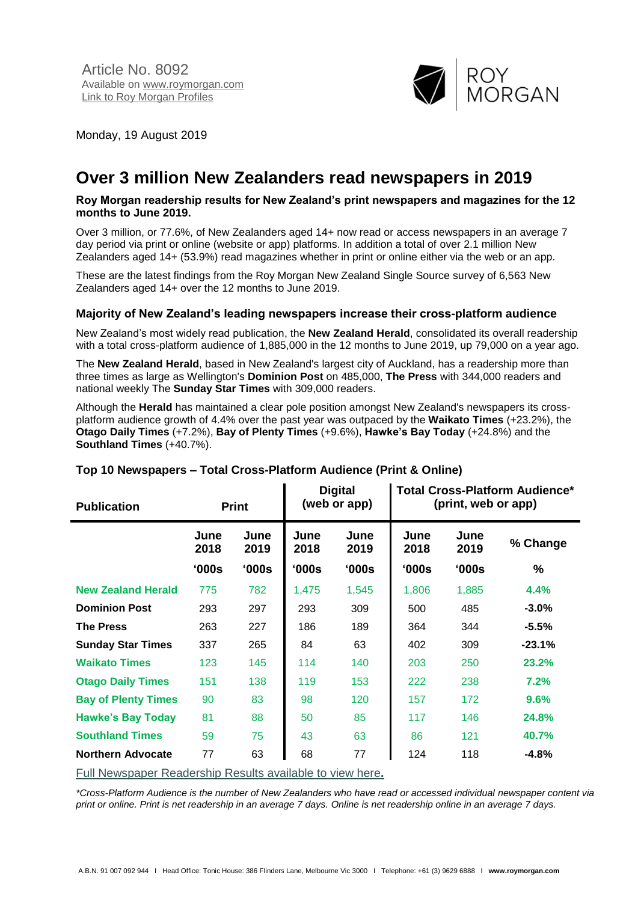Article No. 8092
Available on [www.roymorgan.com](http://www.roymorgan.com)
[Link to Roy Morgan Profiles]()

Monday, 19 August 2019

# Over 3 million New Zealanders read newspapers in 2019

**Roy Morgan readership results for New Zealand's print newspapers and magazines for the 12 months to June 2019.**

Over 3 million, or 77.6%, of New Zealanders aged 14+ now read or access newspapers in an average 7 day period via print or online (website or app) platforms. In addition a total of over 2.1 million New Zealanders aged 14+ (53.9%) read magazines whether in print or online either via the web or an app.

These are the latest findings from the Roy Morgan New Zealand Single Source survey of 6,563 New Zealanders aged 14+ over the 12 months to June 2019.

### Majority of New Zealand's leading newspapers increase their cross-platform audience

New Zealand's most widely read publication, the **New Zealand Herald**, consolidated its overall readership with a total cross-platform audience of 1,885,000 in the 12 months to June 2019, up 79,000 on a year ago.

The **New Zealand Herald**, based in New Zealand's largest city of Auckland, has a readership more than three times as large as Wellington's **Dominion Post** on 485,000, **The Press** with 344,000 readers and national weekly The **Sunday Star Times** with 309,000 readers.

Although the **Herald** has maintained a clear pole position amongst New Zealand's newspapers its cross-platform audience growth of 4.4% over the past year was outpaced by the **Waikato Times** (+23.2%), the **Otago Daily Times** (+7.2%), **Bay of Plenty Times** (+9.6%), **Hawke's Bay Today** (+24.8%) and the **Southland Times** (+40.7%).

### Top 10 Newspapers – Total Cross-Platform Audience (Print & Online)

| Publication | Print | | Digital (web or app) | | Total Cross-Platform Audience* (print, web or app) | | |
|---|---|---|---|---|---|---|---|
| | June 2018 | June 2019 | June 2018 | June 2019 | June 2018 | June 2019 | % Change |
| | '000s | '000s | '000s | '000s | '000s | '000s | % |
| **New Zealand Herald** | 775 | 782 | 1,475 | 1,545 | 1,806 | 1,885 | **4.4%** |
| **Dominion Post** | 293 | 297 | 293 | 309 | 500 | 485 | **-3.0%** |
| **The Press** | 263 | 227 | 186 | 189 | 364 | 344 | **-5.5%** |
| **Sunday Star Times** | 337 | 265 | 84 | 63 | 402 | 309 | **-23.1%** |
| **Waikato Times** | 123 | 145 | 114 | 140 | 203 | 250 | **23.2%** |
| **Otago Daily Times** | 151 | 138 | 119 | 153 | 222 | 238 | **7.2%** |
| **Bay of Plenty Times** | 90 | 83 | 98 | 120 | 157 | 172 | **9.6%** |
| **Hawke's Bay Today** | 81 | 88 | 50 | 85 | 117 | 146 | **24.8%** |
| **Southland Times** | 59 | 75 | 43 | 63 | 86 | 121 | **40.7%** |
| **Northern Advocate** | 77 | 63 | 68 | 77 | 124 | 118 | **-4.8%** |

[Full Newspaper Readership Results available to view here]().

*\*Cross-Platform Audience is the number of New Zealanders who have read or accessed individual newspaper content via print or online. Print is net readership in an average 7 days. Online is net readership online in an average 7 days.*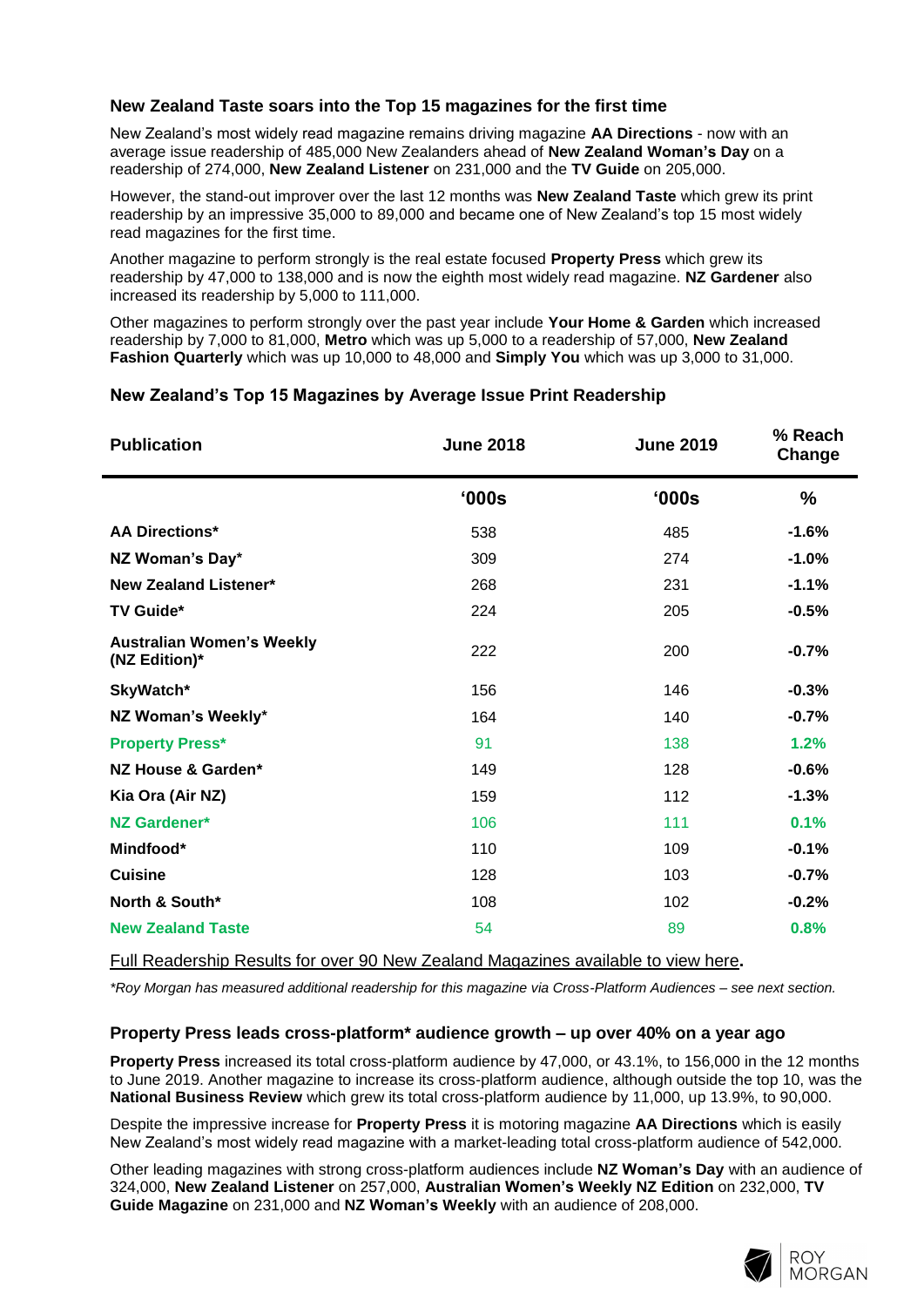### New Zealand Taste soars into the Top 15 magazines for the first time

New Zealand's most widely read magazine remains driving magazine **AA Directions** - now with an average issue readership of 485,000 New Zealanders ahead of **New Zealand Woman's Day** on a readership of 274,000, **New Zealand Listener** on 231,000 and the **TV Guide** on 205,000.

However, the stand-out improver over the last 12 months was **New Zealand Taste** which grew its print readership by an impressive 35,000 to 89,000 and became one of New Zealand's top 15 most widely read magazines for the first time.

Another magazine to perform strongly is the real estate focused **Property Press** which grew its readership by 47,000 to 138,000 and is now the eighth most widely read magazine. **NZ Gardener** also increased its readership by 5,000 to 111,000.

Other magazines to perform strongly over the past year include **Your Home & Garden** which increased readership by 7,000 to 81,000, **Metro** which was up 5,000 to a readership of 57,000, **New Zealand Fashion Quarterly** which was up 10,000 to 48,000 and **Simply You** which was up 3,000 to 31,000.

### New Zealand's Top 15 Magazines by Average Issue Print Readership

| Publication | June 2018 | June 2019 | % Reach Change |
|---|---|---|---|
| | '000s | '000s | % |
| **AA Directions*** | 538 | 485 | **-1.6%** |
| **NZ Woman's Day*** | 309 | 274 | **-1.0%** |
| **New Zealand Listener*** | 268 | 231 | **-1.1%** |
| **TV Guide*** | 224 | 205 | **-0.5%** |
| **Australian Women's Weekly (NZ Edition)*** | 222 | 200 | **-0.7%** |
| **SkyWatch*** | 156 | 146 | **-0.3%** |
| **NZ Woman's Weekly*** | 164 | 140 | **-0.7%** |
| **Property Press*** | 91 | 138 | **1.2%** |
| **NZ House & Garden*** | 149 | 128 | **-0.6%** |
| **Kia Ora (Air NZ)** | 159 | 112 | **-1.3%** |
| **NZ Gardener*** | 106 | 111 | **0.1%** |
| **Mindfood*** | 110 | 109 | **-0.1%** |
| **Cuisine** | 128 | 103 | **-0.7%** |
| **North & South*** | 108 | 102 | **-0.2%** |
| **New Zealand Taste** | 54 | 89 | **0.8%** |

Full Readership Results for over 90 New Zealand Magazines available to view here**.**

*\*Roy Morgan has measured additional readership for this magazine via Cross-Platform Audiences – see next section.*

### Property Press leads cross-platform* audience growth – up over 40% on a year ago

**Property Press** increased its total cross-platform audience by 47,000, or 43.1%, to 156,000 in the 12 months to June 2019. Another magazine to increase its cross-platform audience, although outside the top 10, was the **National Business Review** which grew its total cross-platform audience by 11,000, up 13.9%, to 90,000.

Despite the impressive increase for **Property Press** it is motoring magazine **AA Directions** which is easily New Zealand's most widely read magazine with a market-leading total cross-platform audience of 542,000.

Other leading magazines with strong cross-platform audiences include **NZ Woman's Day** with an audience of 324,000, **New Zealand Listener** on 257,000, **Australian Women's Weekly NZ Edition** on 232,000, **TV Guide Magazine** on 231,000 and **NZ Woman's Weekly** with an audience of 208,000.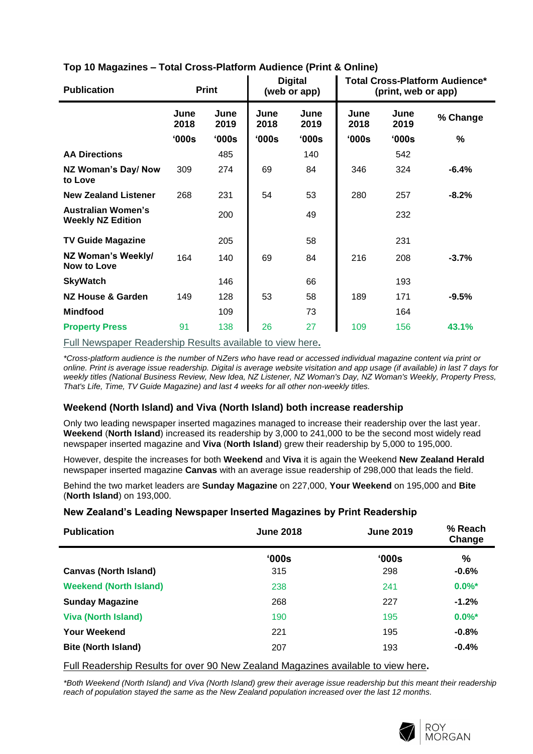### Top 10 Magazines – Total Cross-Platform Audience (Print & Online)

| Publication | Print | | Digital (web or app) | | Total Cross-Platform Audience* (print, web or app) | | |
|---|---|---|---|---|---|---|---|
| | June 2018 | June 2019 | June 2018 | June 2019 | June 2018 | June 2019 | % Change |
| | '000s | '000s | '000s | '000s | '000s | '000s | % |
| **AA Directions** | | 485 | | 140 | | 542 | |
| **NZ Woman's Day/ Now to Love** | 309 | 274 | 69 | 84 | 346 | 324 | **-6.4%** |
| **New Zealand Listener** | 268 | 231 | 54 | 53 | 280 | 257 | **-8.2%** |
| **Australian Women's Weekly NZ Edition** | | 200 | | 49 | | 232 | |
| **TV Guide Magazine** | | 205 | | 58 | | 231 | |
| **NZ Woman's Weekly/ Now to Love** | 164 | 140 | 69 | 84 | 216 | 208 | **-3.7%** |
| **SkyWatch** | | 146 | | 66 | | 193 | |
| **NZ House & Garden** | 149 | 128 | 53 | 58 | 189 | 171 | **-9.5%** |
| **Mindfood** | | 109 | | 73 | | 164 | |
| **Property Press** | 91 | 138 | 26 | 27 | 109 | 156 | **43.1%** |

Full Newspaper Readership Results available to view here.

*\*Cross-platform audience is the number of NZers who have read or accessed individual magazine content via print or online. Print is average issue readership. Digital is average website visitation and app usage (if available) in last 7 days for weekly titles (National Business Review, New Idea, NZ Listener, NZ Woman's Day, NZ Woman's Weekly, Property Press, That's Life, Time, TV Guide Magazine) and last 4 weeks for all other non-weekly titles.*

### Weekend (North Island) and Viva (North Island) both increase readership

Only two leading newspaper inserted magazines managed to increase their readership over the last year. **Weekend** (**North Island**) increased its readership by 3,000 to 241,000 to be the second most widely read newspaper inserted magazine and **Viva** (**North Island**) grew their readership by 5,000 to 195,000.

However, despite the increases for both **Weekend** and **Viva** it is again the Weekend **New Zealand Herald** newspaper inserted magazine **Canvas** with an average issue readership of 298,000 that leads the field.

Behind the two market leaders are **Sunday Magazine** on 227,000, **Your Weekend** on 195,000 and **Bite** (**North Island**) on 193,000.

### New Zealand's Leading Newspaper Inserted Magazines by Print Readership

| Publication | June 2018 | June 2019 | % Reach Change |
|---|---|---|---|
| | '000s | '000s | % |
| **Canvas (North Island)** | 315 | 298 | **-0.6%** |
| **Weekend (North Island)** | 238 | 241 | **0.0%*** |
| **Sunday Magazine** | 268 | 227 | **-1.2%** |
| **Viva (North Island)** | 190 | 195 | **0.0%*** |
| **Your Weekend** | 221 | 195 | **-0.8%** |
| **Bite (North Island)** | 207 | 193 | **-0.4%** |

Full Readership Results for over 90 New Zealand Magazines available to view here.

*\*Both Weekend (North Island) and Viva (North Island) grew their average issue readership but this meant their readership reach of population stayed the same as the New Zealand population increased over the last 12 months.*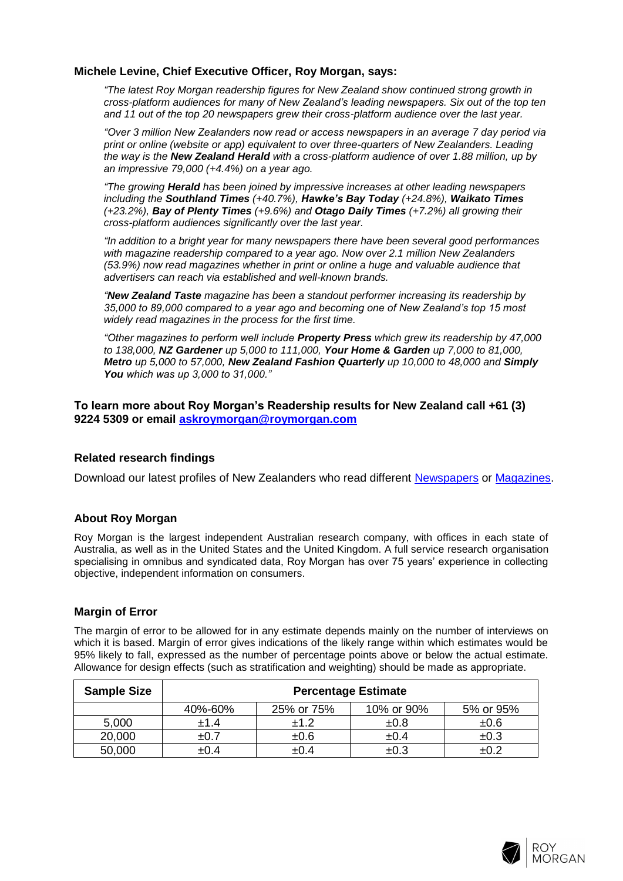**Michele Levine, Chief Executive Officer, Roy Morgan, says:**

*"The latest Roy Morgan readership figures for New Zealand show continued strong growth in cross-platform audiences for many of New Zealand's leading newspapers. Six out of the top ten and 11 out of the top 20 newspapers grew their cross-platform audience over the last year.*

*"Over 3 million New Zealanders now read or access newspapers in an average 7 day period via print or online (website or app) equivalent to over three-quarters of New Zealanders. Leading the way is the **New Zealand Herald** with a cross-platform audience of over 1.88 million, up by an impressive 79,000 (+4.4%) on a year ago.*

*"The growing **Herald** has been joined by impressive increases at other leading newspapers including the **Southland Times** (+40.7%), **Hawke's Bay Today** (+24.8%), **Waikato Times** (+23.2%), **Bay of Plenty Times** (+9.6%) and **Otago Daily Times** (+7.2%) all growing their cross-platform audiences significantly over the last year.*

*"In addition to a bright year for many newspapers there have been several good performances with magazine readership compared to a year ago. Now over 2.1 million New Zealanders (53.9%) now read magazines whether in print or online a huge and valuable audience that advertisers can reach via established and well-known brands.*

*"**New Zealand Taste** magazine has been a standout performer increasing its readership by 35,000 to 89,000 compared to a year ago and becoming one of New Zealand's top 15 most widely read magazines in the process for the first time.*

*"Other magazines to perform well include **Property Press** which grew its readership by 47,000 to 138,000, **NZ Gardener** up 5,000 to 111,000, **Your Home & Garden** up 7,000 to 81,000, **Metro** up 5,000 to 57,000, **New Zealand Fashion Quarterly** up 10,000 to 48,000 and **Simply You** which was up 3,000 to 31,000."*

**To learn more about Roy Morgan's Readership results for New Zealand call +61 (3) 9224 5309 or email askroymorgan@roymorgan.com**

### Related research findings

Download our latest profiles of New Zealanders who read different Newspapers or Magazines.

### About Roy Morgan

Roy Morgan is the largest independent Australian research company, with offices in each state of Australia, as well as in the United States and the United Kingdom. A full service research organisation specialising in omnibus and syndicated data, Roy Morgan has over 75 years' experience in collecting objective, independent information on consumers.

### Margin of Error

The margin of error to be allowed for in any estimate depends mainly on the number of interviews on which it is based. Margin of error gives indications of the likely range within which estimates would be 95% likely to fall, expressed as the number of percentage points above or below the actual estimate. Allowance for design effects (such as stratification and weighting) should be made as appropriate.

| Sample Size | Percentage Estimate | | | |
|---|---|---|---|---|
| | 40%-60% | 25% or 75% | 10% or 90% | 5% or 95% |
| 5,000 | ±1.4 | ±1.2 | ±0.8 | ±0.6 |
| 20,000 | ±0.7 | ±0.6 | ±0.4 | ±0.3 |
| 50,000 | ±0.4 | ±0.4 | ±0.3 | ±0.2 |